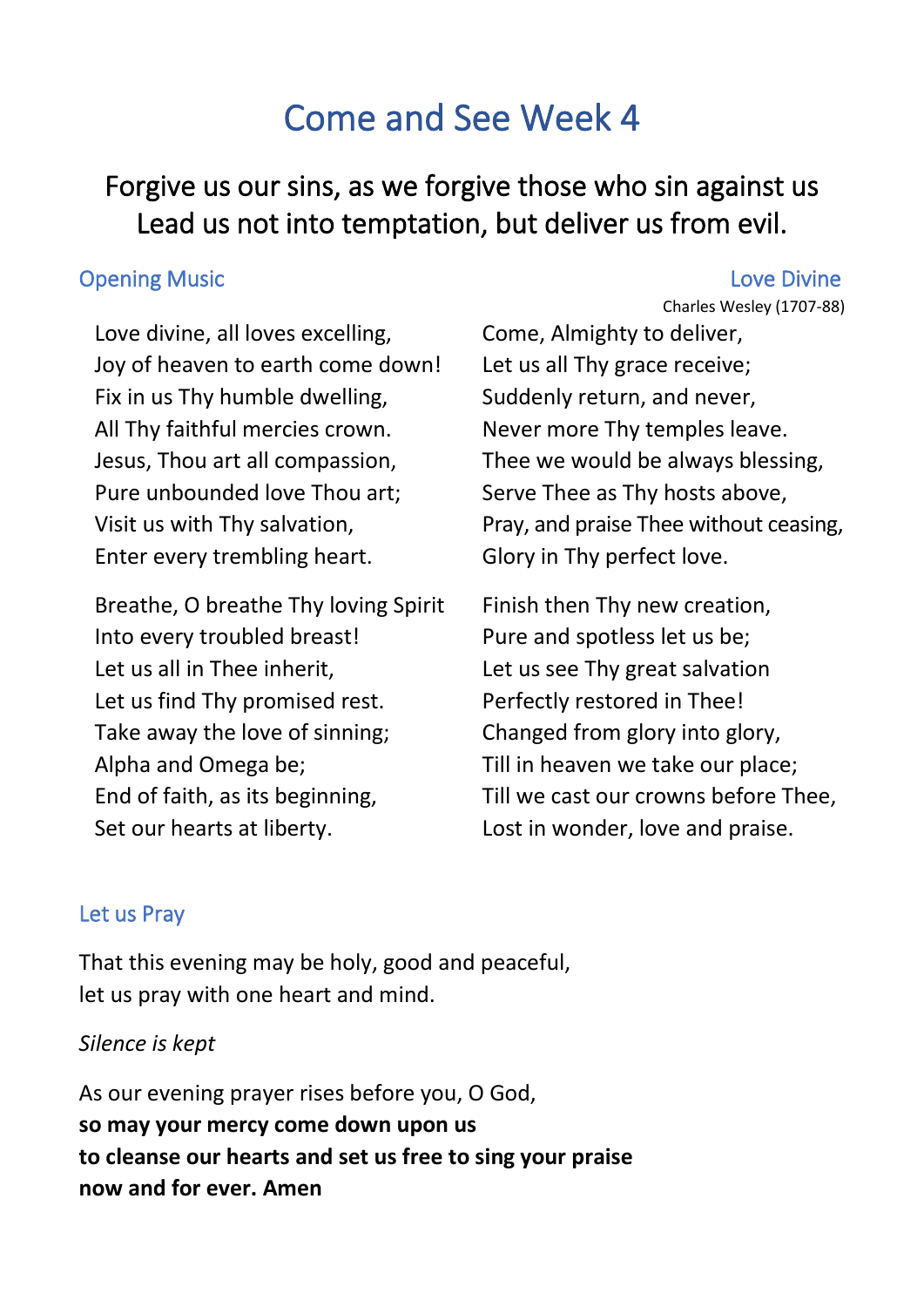# Come and See Week 4

## Forgive us our sins, as we forgive those who sin against us
## Lead us not into temptation, but deliver us from evil.

### Opening Music

### Love Divine

Charles Wesley (1707-88)

Love divine, all loves excelling,
Joy of heaven to earth come down!
Fix in us Thy humble dwelling,
All Thy faithful mercies crown.
Jesus, Thou art all compassion,
Pure unbounded love Thou art;
Visit us with Thy salvation,
Enter every trembling heart.

Breathe, O breathe Thy loving Spirit
Into every troubled breast!
Let us all in Thee inherit,
Let us find Thy promised rest.
Take away the love of sinning;
Alpha and Omega be;
End of faith, as its beginning,
Set our hearts at liberty.

Come, Almighty to deliver,
Let us all Thy grace receive;
Suddenly return, and never,
Never more Thy temples leave.
Thee we would be always blessing,
Serve Thee as Thy hosts above,
Pray, and praise Thee without ceasing,
Glory in Thy perfect love.

Finish then Thy new creation,
Pure and spotless let us be;
Let us see Thy great salvation
Perfectly restored in Thee!
Changed from glory into glory,
Till in heaven we take our place;
Till we cast our crowns before Thee,
Lost in wonder, love and praise.

### Let us Pray

That this evening may be holy, good and peaceful,
let us pray with one heart and mind.

*Silence is kept*

As our evening prayer rises before you, O God,
**so may your mercy come down upon us**
**to cleanse our hearts and set us free to sing your praise**
**now and for ever. Amen**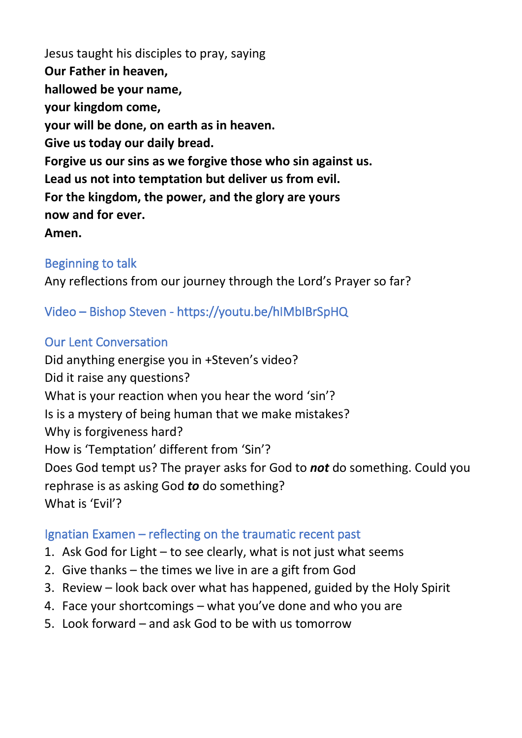Jesus taught his disciples to pray, saying
**Our Father in heaven,**
**hallowed be your name,**
**your kingdom come,**
**your will be done, on earth as in heaven.**
**Give us today our daily bread.**
**Forgive us our sins as we forgive those who sin against us.**
**Lead us not into temptation but deliver us from evil.**
**For the kingdom, the power, and the glory are yours**
**now and for ever.**
**Amen.**

## Beginning to talk

Any reflections from our journey through the Lord's Prayer so far?

## Video – Bishop Steven - https://youtu.be/hIMbIBrSpHQ

## Our Lent Conversation

Did anything energise you in +Steven's video?
Did it raise any questions?
What is your reaction when you hear the word 'sin'?
Is is a mystery of being human that we make mistakes?
Why is forgiveness hard?
How is 'Temptation' different from 'Sin'?
Does God tempt us? The prayer asks for God to ***not*** do something. Could you rephrase is as asking God ***to*** do something?
What is 'Evil'?

## Ignatian Examen – reflecting on the traumatic recent past

1. Ask God for Light – to see clearly, what is not just what seems
2. Give thanks – the times we live in are a gift from God
3. Review – look back over what has happened, guided by the Holy Spirit
4. Face your shortcomings – what you've done and who you are
5. Look forward – and ask God to be with us tomorrow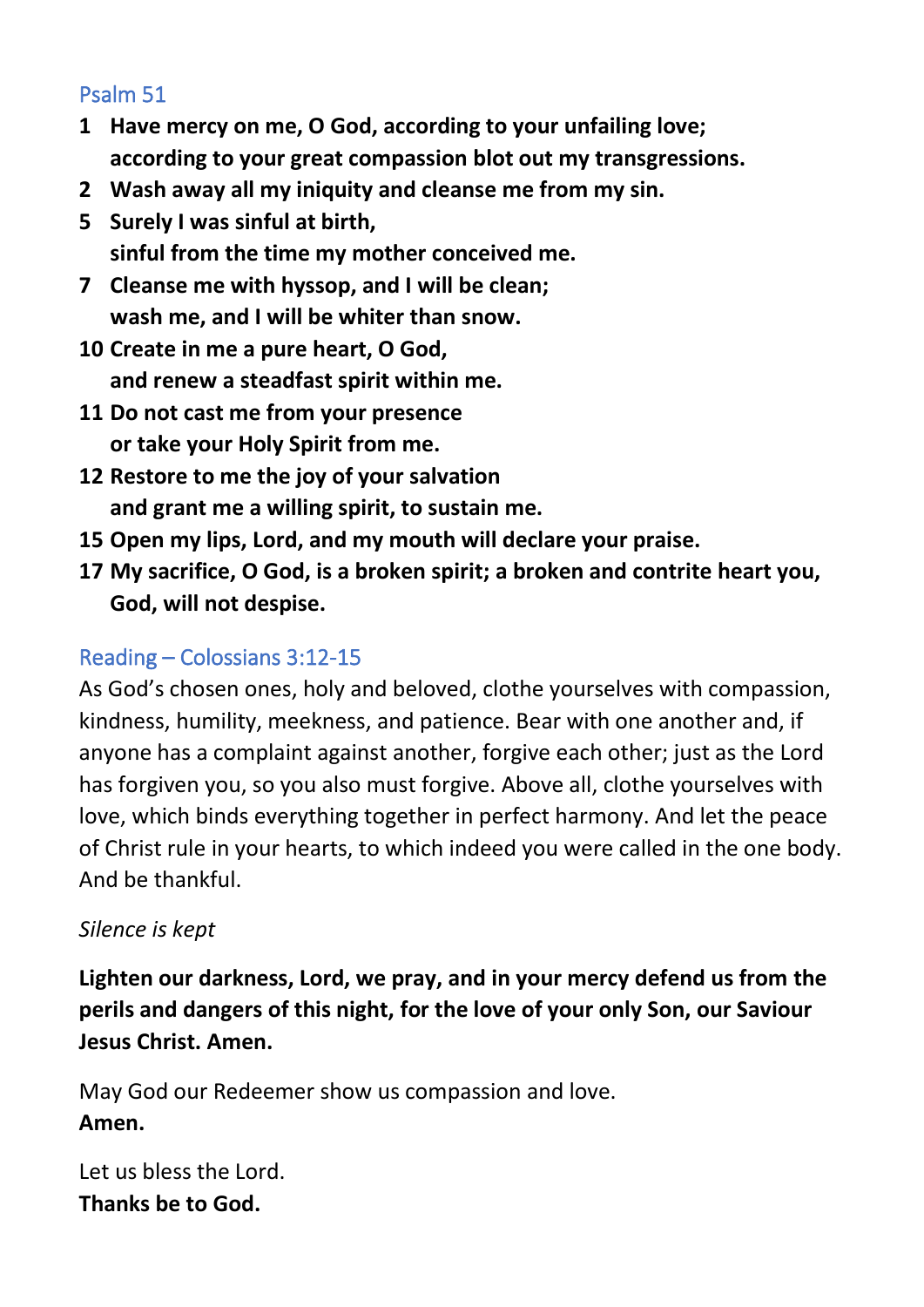## Psalm 51

**1 Have mercy on me, O God, according to your unfailing love;**
**according to your great compassion blot out my transgressions.**
**2 Wash away all my iniquity and cleanse me from my sin.**
**5 Surely I was sinful at birth,**
**sinful from the time my mother conceived me.**
**7 Cleanse me with hyssop, and I will be clean;**
**wash me, and I will be whiter than snow.**
**10 Create in me a pure heart, O God,**
**and renew a steadfast spirit within me.**
**11 Do not cast me from your presence**
**or take your Holy Spirit from me.**
**12 Restore to me the joy of your salvation**
**and grant me a willing spirit, to sustain me.**
**15 Open my lips, Lord, and my mouth will declare your praise.**
**17 My sacrifice, O God, is a broken spirit; a broken and contrite heart you, God, will not despise.**

## Reading – Colossians 3:12-15

As God's chosen ones, holy and beloved, clothe yourselves with compassion, kindness, humility, meekness, and patience. Bear with one another and, if anyone has a complaint against another, forgive each other; just as the Lord has forgiven you, so you also must forgive. Above all, clothe yourselves with love, which binds everything together in perfect harmony. And let the peace of Christ rule in your hearts, to which indeed you were called in the one body. And be thankful.

*Silence is kept*

**Lighten our darkness, Lord, we pray, and in your mercy defend us from the perils and dangers of this night, for the love of your only Son, our Saviour Jesus Christ. Amen.**

May God our Redeemer show us compassion and love.
**Amen.**

Let us bless the Lord.
**Thanks be to God.**